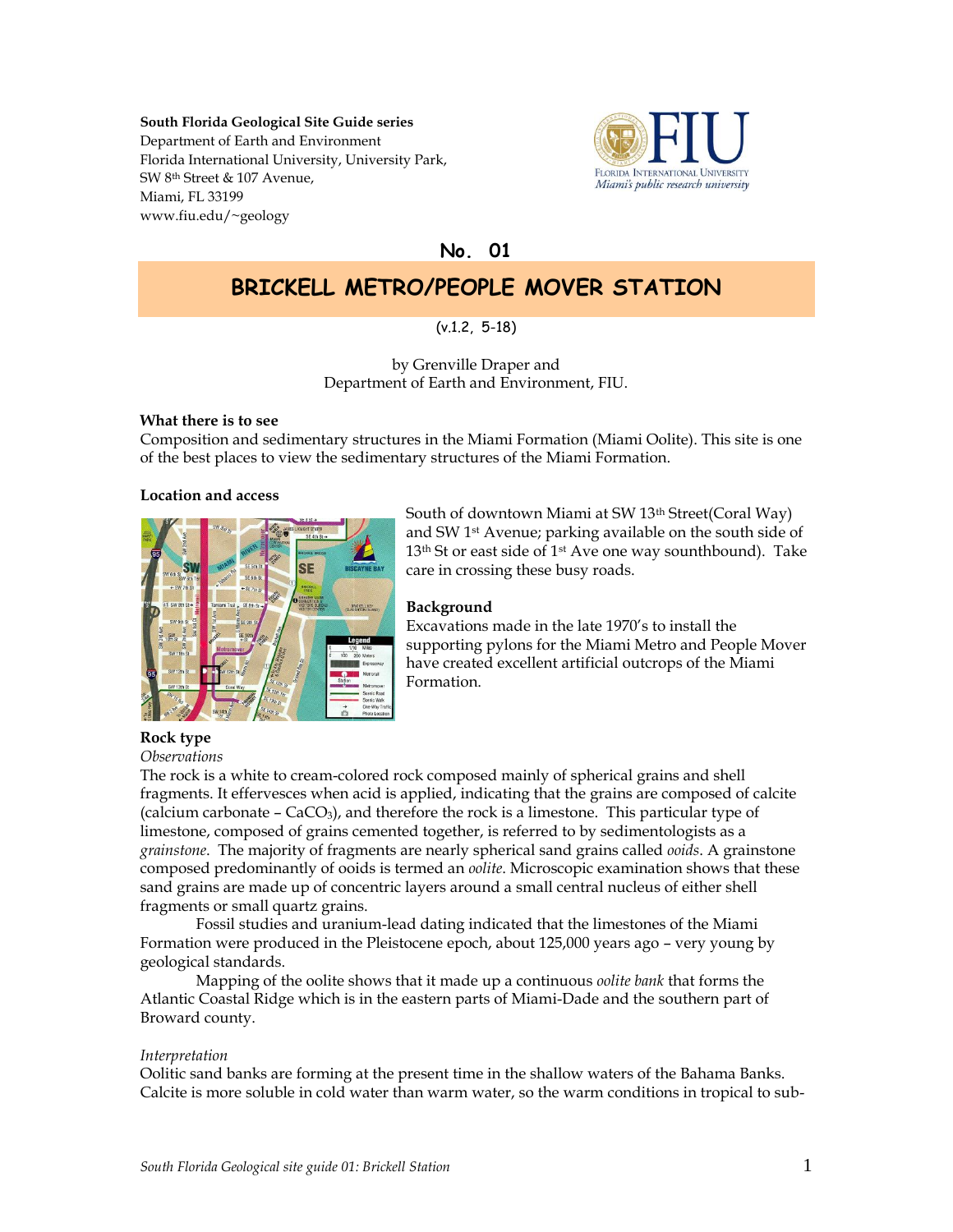**South Florida Geological Site Guide series**
Department of Earth and Environment
Florida International University, University Park,
SW 8th Street & 107 Avenue,
Miami, FL 33199
www.fiu.edu/~geology

No. 01

# BRICKELL METRO/PEOPLE MOVER STATION

(v.1.2, 5-18)

by Grenville Draper and
Department of Earth and Environment, FIU.

**What there is to see**

Composition and sedimentary structures in the Miami Formation (Miami Oolite). This site is one of the best places to view the sedimentary structures of the Miami Formation.

**Location and access**

South of downtown Miami at SW 13th Street(Coral Way) and SW 1st Avenue; parking available on the south side of 13th St or east side of 1st Ave one way southbound). Take care in crossing these busy roads.

**Background**

Excavations made in the late 1970's to install the supporting pylons for the Miami Metro and People Mover have created excellent artificial outcrops of the Miami Formation.

**Rock type**

*Observations*

The rock is a white to cream-colored rock composed mainly of spherical grains and shell fragments. It effervesces when acid is applied, indicating that the grains are composed of calcite (calcium carbonate – $CaCO_3$), and therefore the rock is a limestone. This particular type of limestone, composed of grains cemented together, is referred to by sedimentologists as a *grainstone*. The majority of fragments are nearly spherical sand grains called *ooids*. A grainstone composed predominantly of ooids is termed an *oolite*. Microscopic examination shows that these sand grains are made up of concentric layers around a small central nucleus of either shell fragments or small quartz grains.

Fossil studies and uranium-lead dating indicated that the limestones of the Miami Formation were produced in the Pleistocene epoch, about 125,000 years ago – very young by geological standards.

Mapping of the oolite shows that it made up a continuous *oolite bank* that forms the Atlantic Coastal Ridge which is in the eastern parts of Miami-Dade and the southern part of Broward county.

*Interpretation*

Oolitic sand banks are forming at the present time in the shallow waters of the Bahama Banks. Calcite is more soluble in cold water than warm water, so the warm conditions in tropical to sub-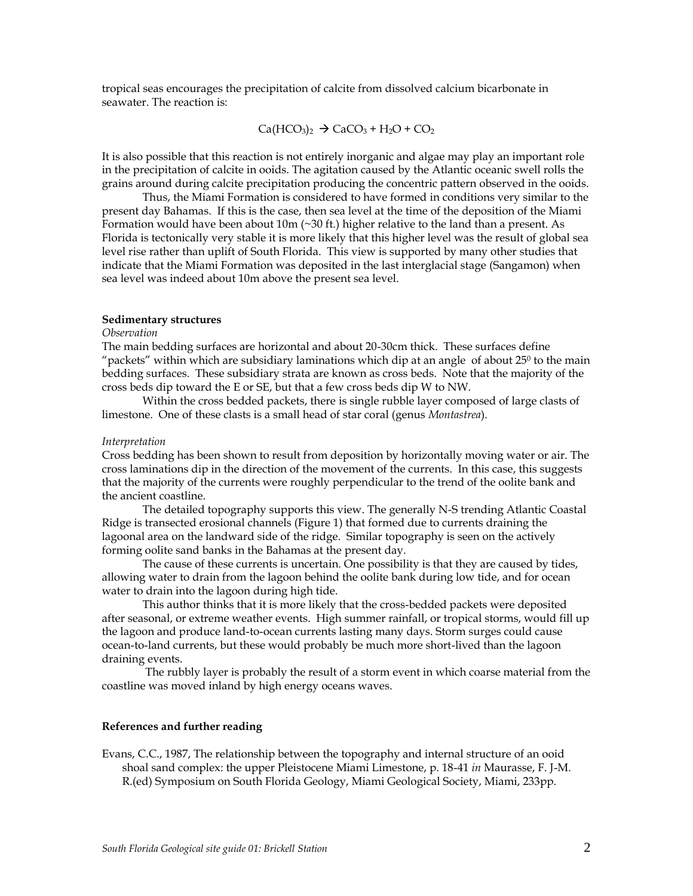tropical seas encourages the precipitation of calcite from dissolved calcium bicarbonate in seawater. The reaction is:

$$Ca(HCO_3)_2 \rightarrow CaCO_3 + H_2O + CO_2$$

It is also possible that this reaction is not entirely inorganic and algae may play an important role in the precipitation of calcite in ooids. The agitation caused by the Atlantic oceanic swell rolls the grains around during calcite precipitation producing the concentric pattern observed in the ooids.

Thus, the Miami Formation is considered to have formed in conditions very similar to the present day Bahamas. If this is the case, then sea level at the time of the deposition of the Miami Formation would have been about 10m (~30 ft.) higher relative to the land than a present. As Florida is tectonically very stable it is more likely that this higher level was the result of global sea level rise rather than uplift of South Florida. This view is supported by many other studies that indicate that the Miami Formation was deposited in the last interglacial stage (Sangamon) when sea level was indeed about 10m above the present sea level.

**Sedimentary structures**

*Observation*

The main bedding surfaces are horizontal and about 20-30cm thick. These surfaces define "packets" within which are subsidiary laminations which dip at an angle of about $25^0$ to the main bedding surfaces. These subsidiary strata are known as cross beds. Note that the majority of the cross beds dip toward the E or SE, but that a few cross beds dip W to NW.

Within the cross bedded packets, there is single rubble layer composed of large clasts of limestone. One of these clasts is a small head of star coral (genus *Montastrea*).

*Interpretation*

Cross bedding has been shown to result from deposition by horizontally moving water or air. The cross laminations dip in the direction of the movement of the currents. In this case, this suggests that the majority of the currents were roughly perpendicular to the trend of the oolite bank and the ancient coastline.

The detailed topography supports this view. The generally N-S trending Atlantic Coastal Ridge is transected erosional channels (Figure 1) that formed due to currents draining the lagoonal area on the landward side of the ridge. Similar topography is seen on the actively forming oolite sand banks in the Bahamas at the present day.

The cause of these currents is uncertain. One possibility is that they are caused by tides, allowing water to drain from the lagoon behind the oolite bank during low tide, and for ocean water to drain into the lagoon during high tide.

This author thinks that it is more likely that the cross-bedded packets were deposited after seasonal, or extreme weather events. High summer rainfall, or tropical storms, would fill up the lagoon and produce land-to-ocean currents lasting many days. Storm surges could cause ocean-to-land currents, but these would probably be much more short-lived than the lagoon draining events.

The rubbly layer is probably the result of a storm event in which coarse material from the coastline was moved inland by high energy oceans waves.

**References and further reading**

Evans, C.C., 1987, The relationship between the topography and internal structure of an ooid shoal sand complex: the upper Pleistocene Miami Limestone, p. 18-41 *in* Maurasse, F. J-M. R.(ed) Symposium on South Florida Geology, Miami Geological Society, Miami, 233pp.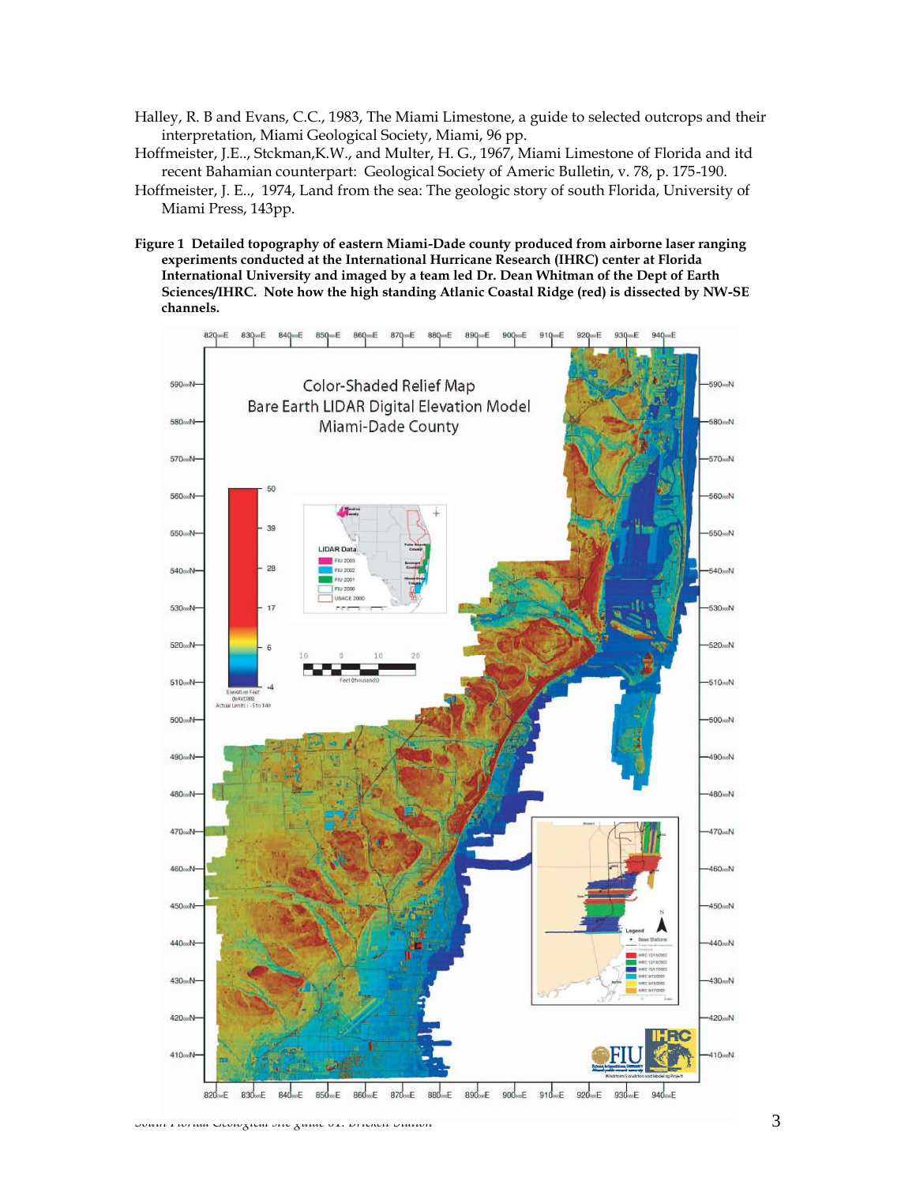Halley, R. B and Evans, C.C., 1983, The Miami Limestone, a guide to selected outcrops and their interpretation, Miami Geological Society, Miami, 96 pp.

Hoffmeister, J.E.., Stckman,K.W., and Multer, H. G., 1967, Miami Limestone of Florida and itd recent Bahamian counterpart: Geological Society of Americ Bulletin, v. 78, p. 175-190.

Hoffmeister, J. E.., 1974, Land from the sea: The geologic story of south Florida, University of Miami Press, 143pp.

**Figure 1 Detailed topography of eastern Miami-Dade county produced from airborne laser ranging experiments conducted at the International Hurricane Research (IHRC) center at Florida International University and imaged by a team led Dr. Dean Whitman of the Dept of Earth Sciences/IHRC. Note how the high standing Atlantic Coastal Ridge (red) is dissected by NW-SE channels.**

Color-Shaded Relief Map
Bare Earth LIDAR Digital Elevation Model
Miami-Dade County

50
39
28
17
6
-4
Elevation Feet (NAVD88)
Actual Limits: -5 to 140

LIDAR Data
FIU 2003
FIU 2002
FIU 2001
FIU 2000
USACE 2000

10 0 10 20
Feet (thousands)

820000E 830000E 840000E 850000E 860000E 870000E 880000E 890000E 900000E 910000E 920000E 930000E 940000E

590000N 580000N 570000N 560000N 550000N 540000N 530000N 520000N 510000N 500000N 490000N 480000N 470000N 460000N 450000N 440000N 430000N 420000N 410000N

Legend
Base Stations

FIU
IHRC